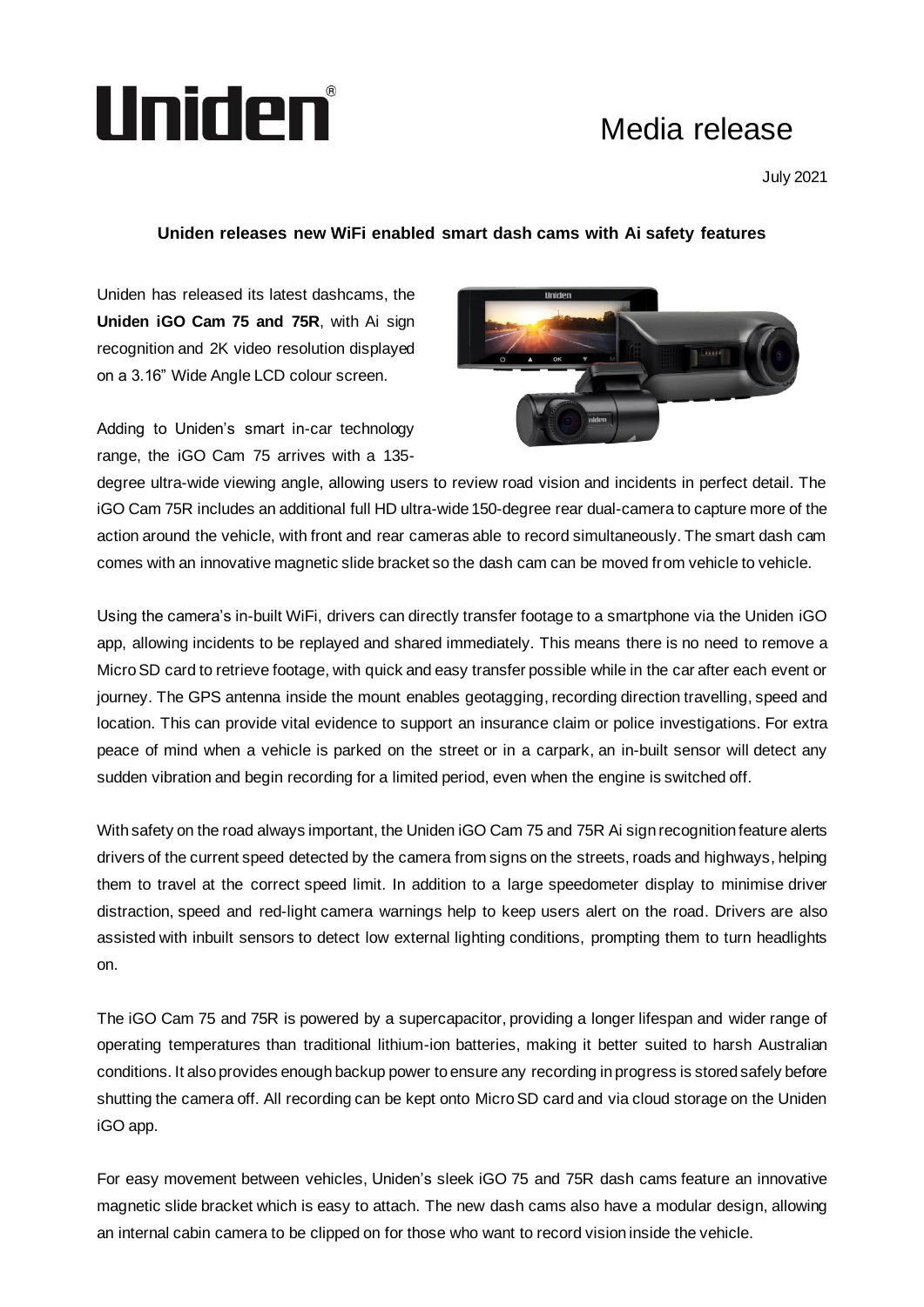# Uniden

Media release

July 2021

**Uniden releases new WiFi enabled smart dash cams with Ai safety features**

Uniden has released its latest dashcams, the **Uniden iGO Cam 75 and 75R**, with Ai sign recognition and 2K video resolution displayed on a 3.16" Wide Angle LCD colour screen.

Adding to Uniden's smart in-car technology range, the iGO Cam 75 arrives with a 135-degree ultra-wide viewing angle, allowing users to review road vision and incidents in perfect detail. The iGO Cam 75R includes an additional full HD ultra-wide 150-degree rear dual-camera to capture more of the action around the vehicle, with front and rear cameras able to record simultaneously. The smart dash cam comes with an innovative magnetic slide bracket so the dash cam can be moved from vehicle to vehicle.

Using the camera's in-built WiFi, drivers can directly transfer footage to a smartphone via the Uniden iGO app, allowing incidents to be replayed and shared immediately. This means there is no need to remove a Micro SD card to retrieve footage, with quick and easy transfer possible while in the car after each event or journey. The GPS antenna inside the mount enables geotagging, recording direction travelling, speed and location. This can provide vital evidence to support an insurance claim or police investigations. For extra peace of mind when a vehicle is parked on the street or in a carpark, an in-built sensor will detect any sudden vibration and begin recording for a limited period, even when the engine is switched off.

With safety on the road always important, the Uniden iGO Cam 75 and 75R Ai sign recognition feature alerts drivers of the current speed detected by the camera from signs on the streets, roads and highways, helping them to travel at the correct speed limit. In addition to a large speedometer display to minimise driver distraction, speed and red-light camera warnings help to keep users alert on the road. Drivers are also assisted with inbuilt sensors to detect low external lighting conditions, prompting them to turn headlights on.

The iGO Cam 75 and 75R is powered by a supercapacitor, providing a longer lifespan and wider range of operating temperatures than traditional lithium-ion batteries, making it better suited to harsh Australian conditions. It also provides enough backup power to ensure any recording in progress is stored safely before shutting the camera off. All recording can be kept onto Micro SD card and via cloud storage on the Uniden iGO app.

For easy movement between vehicles, Uniden's sleek iGO 75 and 75R dash cams feature an innovative magnetic slide bracket which is easy to attach. The new dash cams also have a modular design, allowing an internal cabin camera to be clipped on for those who want to record vision inside the vehicle.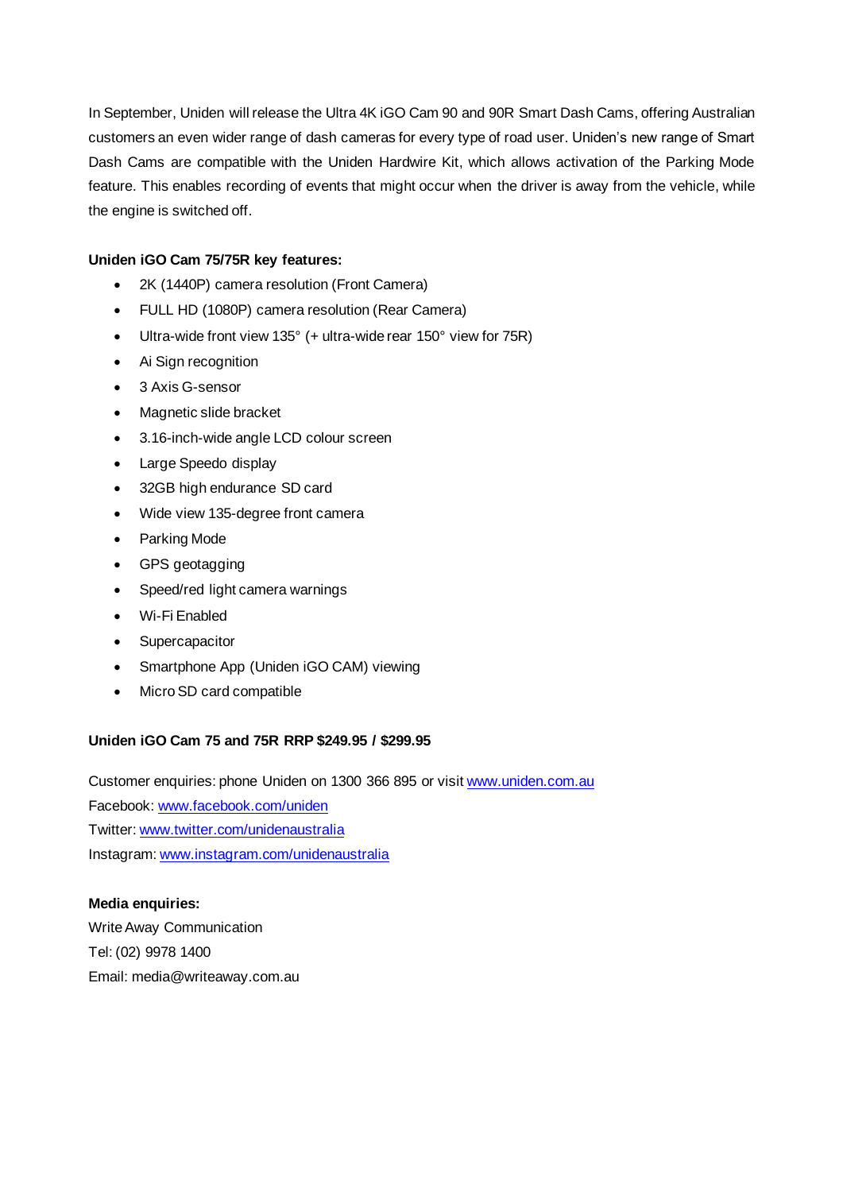In September, Uniden will release the Ultra 4K iGO Cam 90 and 90R Smart Dash Cams, offering Australian customers an even wider range of dash cameras for every type of road user. Uniden's new range of Smart Dash Cams are compatible with the Uniden Hardwire Kit, which allows activation of the Parking Mode feature. This enables recording of events that might occur when the driver is away from the vehicle, while the engine is switched off.

**Uniden iGO Cam 75/75R key features:**

- 2K (1440P) camera resolution (Front Camera)
- FULL HD (1080P) camera resolution (Rear Camera)
- Ultra-wide front view 135° (+ ultra-wide rear 150° view for 75R)
- Ai Sign recognition
- 3 Axis G-sensor
- Magnetic slide bracket
- 3.16-inch-wide angle LCD colour screen
- Large Speedo display
- 32GB high endurance SD card
- Wide view 135-degree front camera
- Parking Mode
- GPS geotagging
- Speed/red light camera warnings
- Wi-Fi Enabled
- Supercapacitor
- Smartphone App (Uniden iGO CAM) viewing
- Micro SD card compatible

**Uniden iGO Cam 75 and 75R RRP $249.95 / $299.95**

Customer enquiries: phone Uniden on 1300 366 895 or visit www.uniden.com.au
Facebook: www.facebook.com/uniden
Twitter: www.twitter.com/unidenaustralia
Instagram: www.instagram.com/unidenaustralia

**Media enquiries:**
Write Away Communication
Tel: (02) 9978 1400
Email: media@writeaway.com.au